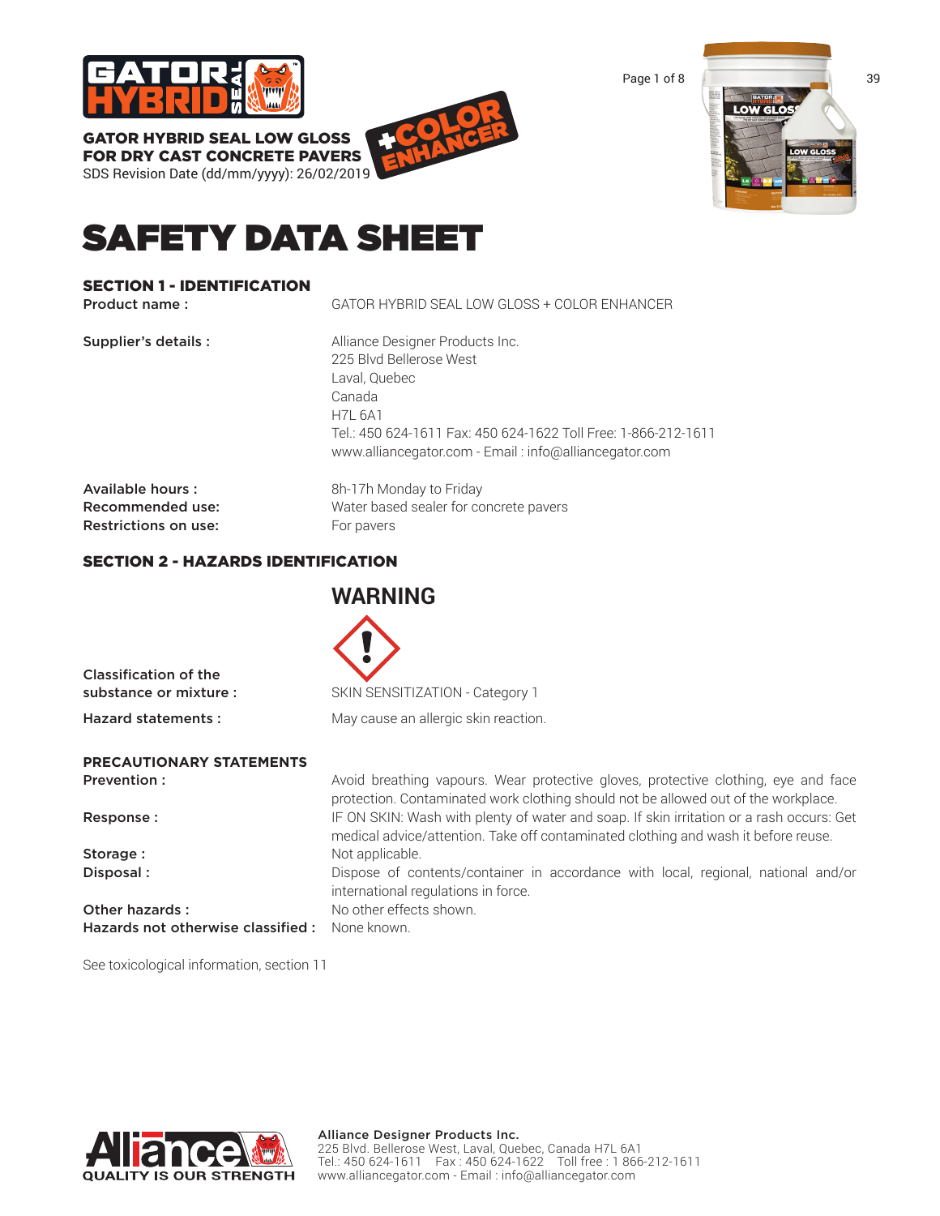**GATOR HYBRID SEAL LOW GLOSS FOR DRY CAST CONCRETE PAVERS**

SDS Revision Date (dd/mm/yyyy): 26/02/2019

+COLOR ENHANCER

# SAFETY DATA SHEET

## SECTION 1 - IDENTIFICATION

| | |
|---|---|
| **Product name :** | GATOR HYBRID SEAL LOW GLOSS + COLOR ENHANCER |
| **Supplier's details :** | Alliance Designer Products Inc.<br>225 Blvd Bellerose West<br>Laval, Quebec<br>Canada<br>H7L 6A1<br>Tel.: 450 624-1611 Fax: 450 624-1622 Toll Free: 1-866-212-1611<br>www.alliancegator.com - Email : info@alliancegator.com |
| **Available hours :** | 8h-17h Monday to Friday |
| **Recommended use:** | Water based sealer for concrete pavers |
| **Restrictions on use:** | For pavers |

## SECTION 2 - HAZARDS IDENTIFICATION

**WARNING**

| | |
|---|---|
| **Classification of the substance or mixture :** | SKIN SENSITIZATION - Category 1 |
| **Hazard statements :** | May cause an allergic skin reaction. |

**PRECAUTIONARY STATEMENTS**

| | |
|---|---|
| **Prevention :** | Avoid breathing vapours. Wear protective gloves, protective clothing, eye and face protection. Contaminated work clothing should not be allowed out of the workplace. |
| **Response :** | IF ON SKIN: Wash with plenty of water and soap. If skin irritation or a rash occurs: Get medical advice/attention. Take off contaminated clothing and wash it before reuse. |
| **Storage :** | Not applicable. |
| **Disposal :** | Dispose of contents/container in accordance with local, regional, national and/or international regulations in force. |
| **Other hazards :** | No other effects shown. |
| **Hazards not otherwise classified :** | None known. |

See toxicological information, section 11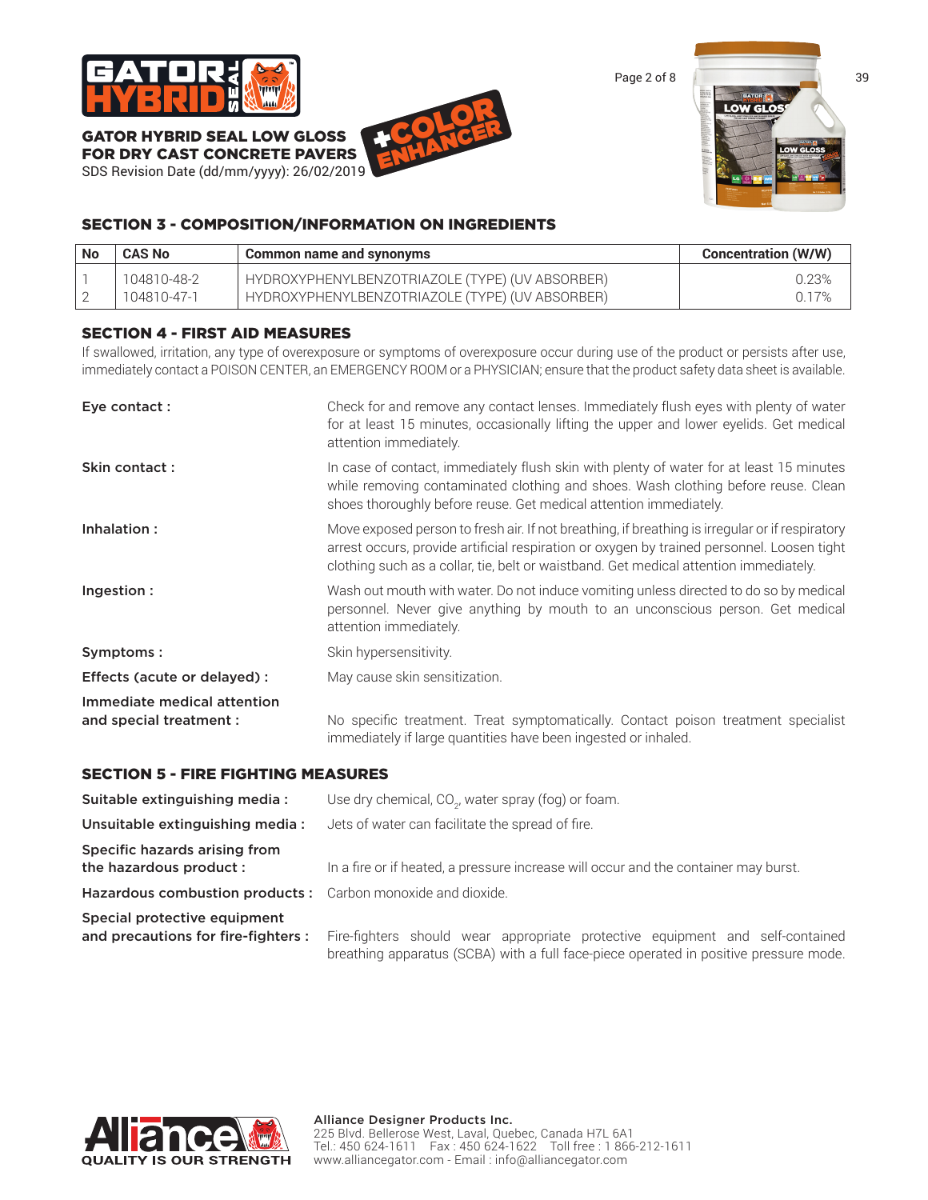## SECTION 3 - COMPOSITION/INFORMATION ON INGREDIENTS

| No | CAS No | Common name and synonyms | Concentration (W/W) |
|---|---|---|---|
| 1 | 104810-48-2 | HYDROXYPHENYLBENZOTRIAZOLE (TYPE) (UV ABSORBER) | 0.23% |
| 2 | 104810-47-1 | HYDROXYPHENYLBENZOTRIAZOLE (TYPE) (UV ABSORBER) | 0.17% |

## SECTION 4 - FIRST AID MEASURES

If swallowed, irritation, any type of overexposure or symptoms of overexposure occur during use of the product or persists after use, immediately contact a POISON CENTER, an EMERGENCY ROOM or a PHYSICIAN; ensure that the product safety data sheet is available.

**Eye contact :** Check for and remove any contact lenses. Immediately flush eyes with plenty of water for at least 15 minutes, occasionally lifting the upper and lower eyelids. Get medical attention immediately.

**Skin contact :** In case of contact, immediately flush skin with plenty of water for at least 15 minutes while removing contaminated clothing and shoes. Wash clothing before reuse. Clean shoes thoroughly before reuse. Get medical attention immediately.

**Inhalation :** Move exposed person to fresh air. If not breathing, if breathing is irregular or if respiratory arrest occurs, provide artificial respiration or oxygen by trained personnel. Loosen tight clothing such as a collar, tie, belt or waistband. Get medical attention immediately.

**Ingestion :** Wash out mouth with water. Do not induce vomiting unless directed to do so by medical personnel. Never give anything by mouth to an unconscious person. Get medical attention immediately.

**Symptoms :** Skin hypersensitivity.

**Effects (acute or delayed) :** May cause skin sensitization.

**Immediate medical attention and special treatment :** No specific treatment. Treat symptomatically. Contact poison treatment specialist immediately if large quantities have been ingested or inhaled.

## SECTION 5 - FIRE FIGHTING MEASURES

**Suitable extinguishing media :** Use dry chemical, $CO_2$, water spray (fog) or foam.

**Unsuitable extinguishing media :** Jets of water can facilitate the spread of fire.

**Specific hazards arising from the hazardous product :** In a fire or if heated, a pressure increase will occur and the container may burst.

**Hazardous combustion products :** Carbon monoxide and dioxide.

**Special protective equipment and precautions for fire-fighters :** Fire-fighters should wear appropriate protective equipment and self-contained breathing apparatus (SCBA) with a full face-piece operated in positive pressure mode.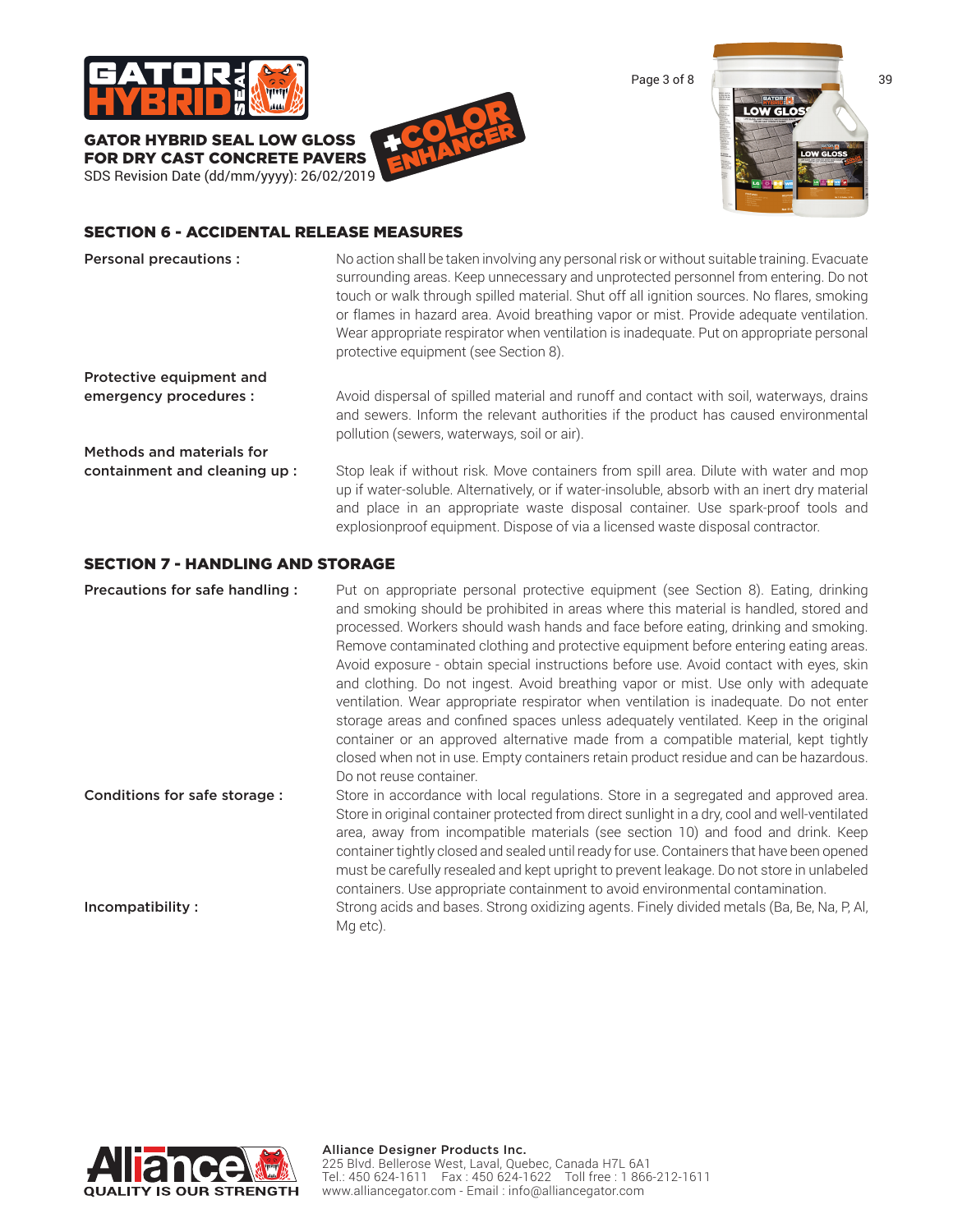## SECTION 6 - ACCIDENTAL RELEASE MEASURES

**Personal precautions :**

No action shall be taken involving any personal risk or without suitable training. Evacuate surrounding areas. Keep unnecessary and unprotected personnel from entering. Do not touch or walk through spilled material. Shut off all ignition sources. No flares, smoking or flames in hazard area. Avoid breathing vapor or mist. Provide adequate ventilation. Wear appropriate respirator when ventilation is inadequate. Put on appropriate personal protective equipment (see Section 8).

**Protective equipment and emergency procedures :**

Avoid dispersal of spilled material and runoff and contact with soil, waterways, drains and sewers. Inform the relevant authorities if the product has caused environmental pollution (sewers, waterways, soil or air).

**Methods and materials for containment and cleaning up :**

Stop leak if without risk. Move containers from spill area. Dilute with water and mop up if water-soluble. Alternatively, or if water-insoluble, absorb with an inert dry material and place in an appropriate waste disposal container. Use spark-proof tools and explosionproof equipment. Dispose of via a licensed waste disposal contractor.

## SECTION 7 - HANDLING AND STORAGE

**Precautions for safe handling :**

Put on appropriate personal protective equipment (see Section 8). Eating, drinking and smoking should be prohibited in areas where this material is handled, stored and processed. Workers should wash hands and face before eating, drinking and smoking. Remove contaminated clothing and protective equipment before entering eating areas. Avoid exposure - obtain special instructions before use. Avoid contact with eyes, skin and clothing. Do not ingest. Avoid breathing vapor or mist. Use only with adequate ventilation. Wear appropriate respirator when ventilation is inadequate. Do not enter storage areas and confined spaces unless adequately ventilated. Keep in the original container or an approved alternative made from a compatible material, kept tightly closed when not in use. Empty containers retain product residue and can be hazardous. Do not reuse container.

**Conditions for safe storage :**

Store in accordance with local regulations. Store in a segregated and approved area. Store in original container protected from direct sunlight in a dry, cool and well-ventilated area, away from incompatible materials (see section 10) and food and drink. Keep container tightly closed and sealed until ready for use. Containers that have been opened must be carefully resealed and kept upright to prevent leakage. Do not store in unlabeled containers. Use appropriate containment to avoid environmental contamination.

**Incompatibility :**

Strong acids and bases. Strong oxidizing agents. Finely divided metals (Ba, Be, Na, P, Al, Mg etc).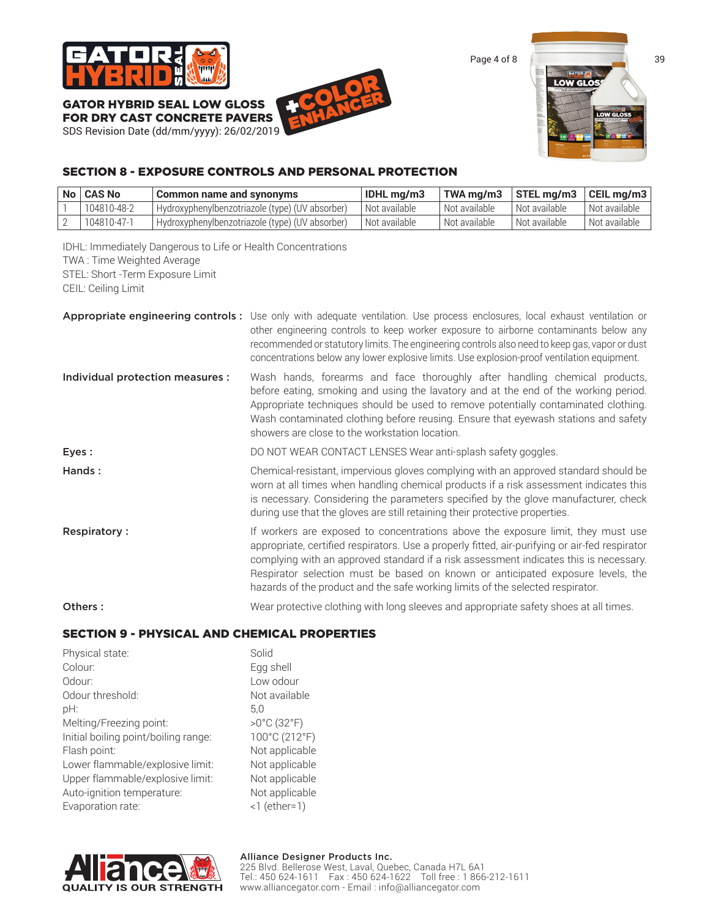**GATOR HYBRID SEAL LOW GLOSS FOR DRY CAST CONCRETE PAVERS**

SDS Revision Date (dd/mm/yyyy): 26/02/2019

+COLOR ENHANCER

## SECTION 8 - EXPOSURE CONTROLS AND PERSONAL PROTECTION

| No | CAS No | Common name and synonyms | IDHL mg/m3 | TWA mg/m3 | STEL mg/m3 | CEIL mg/m3 |
|---|---|---|---|---|---|---|
| 1 | 104810-48-2 | Hydroxyphenylbenzotriazole (type) (UV absorber) | Not available | Not available | Not available | Not available |
| 2 | 104810-47-1 | Hydroxyphenylbenzotriazole (type) (UV absorber) | Not available | Not available | Not available | Not available |

IDHL: Immediately Dangerous to Life or Health Concentrations
TWA : Time Weighted Average
STEL: Short -Term Exposure Limit
CEIL: Ceiling Limit

**Appropriate engineering controls :** Use only with adequate ventilation. Use process enclosures, local exhaust ventilation or other engineering controls to keep worker exposure to airborne contaminants below any recommended or statutory limits. The engineering controls also need to keep gas, vapor or dust concentrations below any lower explosive limits. Use explosion-proof ventilation equipment.

**Individual protection measures :** Wash hands, forearms and face thoroughly after handling chemical products, before eating, smoking and using the lavatory and at the end of the working period. Appropriate techniques should be used to remove potentially contaminated clothing. Wash contaminated clothing before reusing. Ensure that eyewash stations and safety showers are close to the workstation location.

**Eyes :** DO NOT WEAR CONTACT LENSES Wear anti-splash safety goggles.

**Hands :** Chemical-resistant, impervious gloves complying with an approved standard should be worn at all times when handling chemical products if a risk assessment indicates this is necessary. Considering the parameters specified by the glove manufacturer, check during use that the gloves are still retaining their protective properties.

**Respiratory :** If workers are exposed to concentrations above the exposure limit, they must use appropriate, certified respirators. Use a properly fitted, air-purifying or air-fed respirator complying with an approved standard if a risk assessment indicates this is necessary. Respirator selection must be based on known or anticipated exposure levels, the hazards of the product and the safe working limits of the selected respirator.

**Others :** Wear protective clothing with long sleeves and appropriate safety shoes at all times.

## SECTION 9 - PHYSICAL AND CHEMICAL PROPERTIES

| | |
|---|---|
| Physical state: | Solid |
| Colour: | Egg shell |
| Odour: | Low odour |
| Odour threshold: | Not available |
| pH: | 5,0 |
| Melting/Freezing point: | >0°C (32°F) |
| Initial boiling point/boiling range: | 100°C (212°F) |
| Flash point: | Not applicable |
| Lower flammable/explosive limit: | Not applicable |
| Upper flammable/explosive limit: | Not applicable |
| Auto-ignition temperature: | Not applicable |
| Evaporation rate: | <1 (ether=1) |

**Alliance Designer Products Inc.**
225 Blvd. Bellerose West, Laval, Quebec, Canada H7L 6A1
Tel.: 450 624-1611 Fax : 450 624-1622 Toll free : 1 866-212-1611
www.alliancegator.com - Email : info@alliancegator.com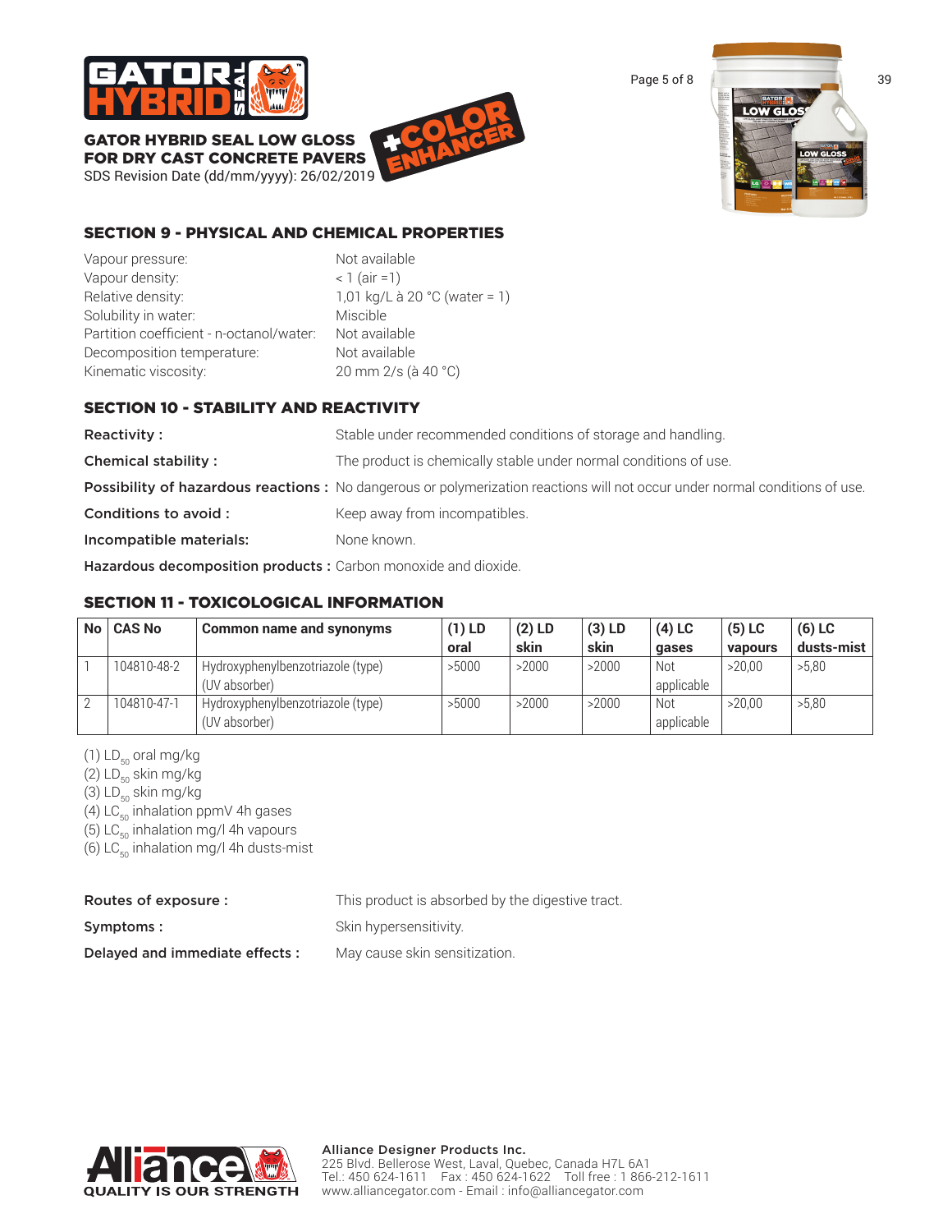## SECTION 9 - PHYSICAL AND CHEMICAL PROPERTIES

| | |
|---|---|
| Vapour pressure: | Not available |
| Vapour density: | < 1 (air =1) |
| Relative density: | 1,01 kg/L à 20 °C (water = 1) |
| Solubility in water: | Miscible |
| Partition coefficient - n-octanol/water: | Not available |
| Decomposition temperature: | Not available |
| Kinematic viscosity: | 20 mm 2/s (à 40 °C) |

## SECTION 10 - STABILITY AND REACTIVITY

**Reactivity :** Stable under recommended conditions of storage and handling.

**Chemical stability :** The product is chemically stable under normal conditions of use.

**Possibility of hazardous reactions :** No dangerous or polymerization reactions will not occur under normal conditions of use.

**Conditions to avoid :** Keep away from incompatibles.

**Incompatible materials:** None known.

**Hazardous decomposition products :** Carbon monoxide and dioxide.

## SECTION 11 - TOXICOLOGICAL INFORMATION

| No | CAS No | Common name and synonyms | (1) LD oral | (2) LD skin | (3) LD skin | (4) LC gases | (5) LC vapours | (6) LC dusts-mist |
|---|---|---|---|---|---|---|---|---|
| 1 | 104810-48-2 | Hydroxyphenylbenzotriazole (type) (UV absorber) | >5000 | >2000 | >2000 | Not applicable | >20,00 | >5,80 |
| 2 | 104810-47-1 | Hydroxyphenylbenzotriazole (type) (UV absorber) | >5000 | >2000 | >2000 | Not applicable | >20,00 | >5,80 |

(1) $LD_{50}$ oral mg/kg
(2) $LD_{50}$ skin mg/kg
(3) $LD_{50}$ skin mg/kg
(4) $LC_{50}$ inhalation ppmV 4h gases
(5) $LC_{50}$ inhalation mg/l 4h vapours
(6) $LC_{50}$ inhalation mg/l 4h dusts-mist

**Routes of exposure :** This product is absorbed by the digestive tract.

**Symptoms :** Skin hypersensitivity.

**Delayed and immediate effects :** May cause skin sensitization.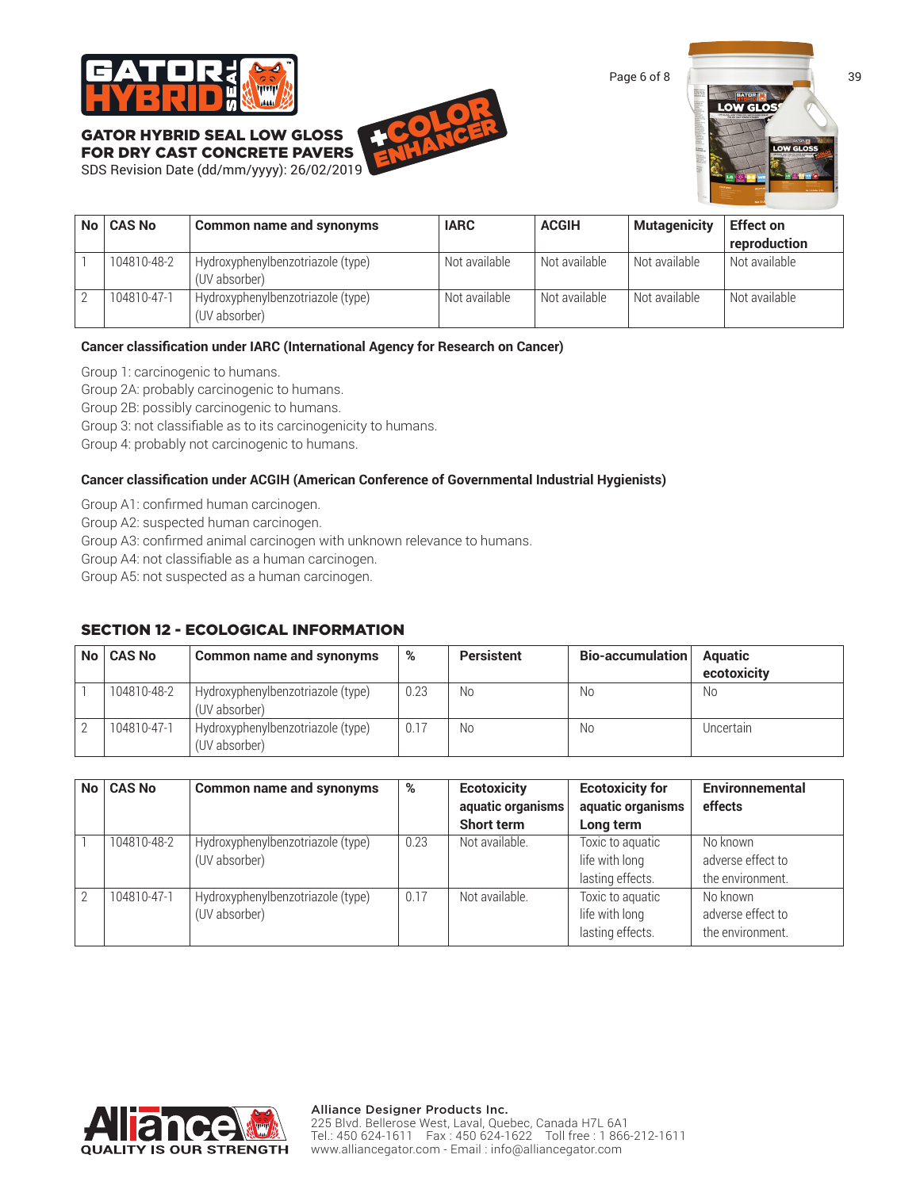| No | CAS No | Common name and synonyms | IARC | ACGIH | Mutagenicity | Effect on reproduction |
|---|---|---|---|---|---|---|
| 1 | 104810-48-2 | Hydroxyphenylbenzotriazole (type) (UV absorber) | Not available | Not available | Not available | Not available |
| 2 | 104810-47-1 | Hydroxyphenylbenzotriazole (type) (UV absorber) | Not available | Not available | Not available | Not available |

**Cancer classification under IARC (International Agency for Research on Cancer)**

Group 1: carcinogenic to humans.
Group 2A: probably carcinogenic to humans.
Group 2B: possibly carcinogenic to humans.
Group 3: not classifiable as to its carcinogenicity to humans.
Group 4: probably not carcinogenic to humans.

**Cancer classification under ACGIH (American Conference of Governmental Industrial Hygienists)**

Group A1: confirmed human carcinogen.
Group A2: suspected human carcinogen.
Group A3: confirmed animal carcinogen with unknown relevance to humans.
Group A4: not classifiable as a human carcinogen.
Group A5: not suspected as a human carcinogen.

## SECTION 12 - ECOLOGICAL INFORMATION

| No | CAS No | Common name and synonyms | % | Persistent | Bio-accumulation | Aquatic ecotoxicity |
|---|---|---|---|---|---|---|
| 1 | 104810-48-2 | Hydroxyphenylbenzotriazole (type) (UV absorber) | 0.23 | No | No | No |
| 2 | 104810-47-1 | Hydroxyphenylbenzotriazole (type) (UV absorber) | 0.17 | No | No | Uncertain |

| No | CAS No | Common name and synonyms | % | Ecotoxicity aquatic organisms Short term | Ecotoxicity for aquatic organisms Long term | Environmental effects |
|---|---|---|---|---|---|---|
| 1 | 104810-48-2 | Hydroxyphenylbenzotriazole (type) (UV absorber) | 0.23 | Not available. | Toxic to aquatic life with long lasting effects. | No known adverse effect to the environment. |
| 2 | 104810-47-1 | Hydroxyphenylbenzotriazole (type) (UV absorber) | 0.17 | Not available. | Toxic to aquatic life with long lasting effects. | No known adverse effect to the environment. |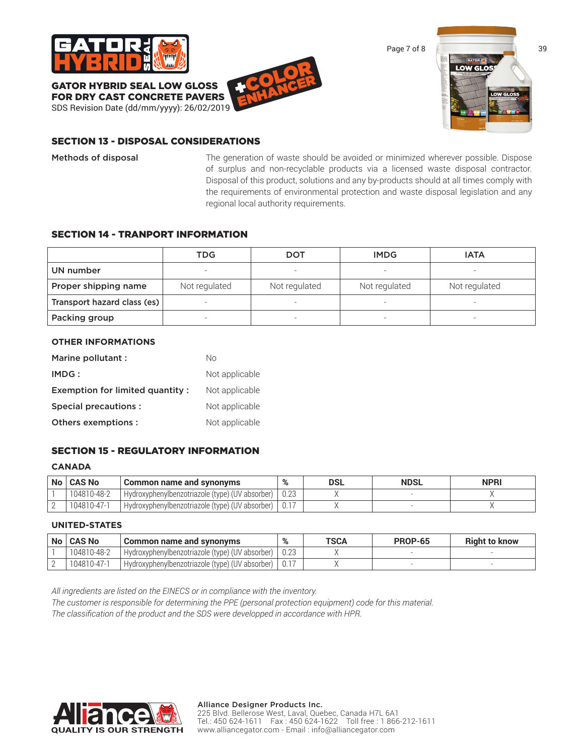## SECTION 13 - DISPOSAL CONSIDERATIONS

**Methods of disposal**

The generation of waste should be avoided or minimized wherever possible. Dispose of surplus and non-recyclable products via a licensed waste disposal contractor. Disposal of this product, solutions and any by-products should at all times comply with the requirements of environmental protection and waste disposal legislation and any regional local authority requirements.

## SECTION 14 - TRANPORT INFORMATION

| | TDG | DOT | IMDG | IATA |
|---|---|---|---|---|
| UN number | - | - | - | - |
| Proper shipping name | Not regulated | Not regulated | Not regulated | Not regulated |
| Transport hazard class (es) | - | - | - | - |
| Packing group | - | - | - | - |

### OTHER INFORMATIONS

**Marine pollutant :** No

**IMDG :** Not applicable

**Exemption for limited quantity :** Not applicable

**Special precautions :** Not applicable

**Others exemptions :** Not applicable

## SECTION 15 - REGULATORY INFORMATION

### CANADA

| No | CAS No | Common name and synonyms | % | DSL | NDSL | NPRI |
|---|---|---|---|---|---|---|
| 1 | 104810-48-2 | Hydroxyphenylbenzotriazole (type) (UV absorber) | 0.23 | X | - | X |
| 2 | 104810-47-1 | Hydroxyphenylbenzotriazole (type) (UV absorber) | 0.17 | X | - | X |

### UNITED-STATES

| No | CAS No | Common name and synonyms | % | TSCA | PROP-65 | Right to know |
|---|---|---|---|---|---|---|
| 1 | 104810-48-2 | Hydroxyphenylbenzotriazole (type) (UV absorber) | 0.23 | X | - | - |
| 2 | 104810-47-1 | Hydroxyphenylbenzotriazole (type) (UV absorber) | 0.17 | X | - | - |

*All ingredients are listed on the EINECS or in compliance with the inventory.*
*The customer is responsible for determining the PPE (personal protection equipment) code for this material.*
*The classification of the product and the SDS were developped in accordance with HPR.*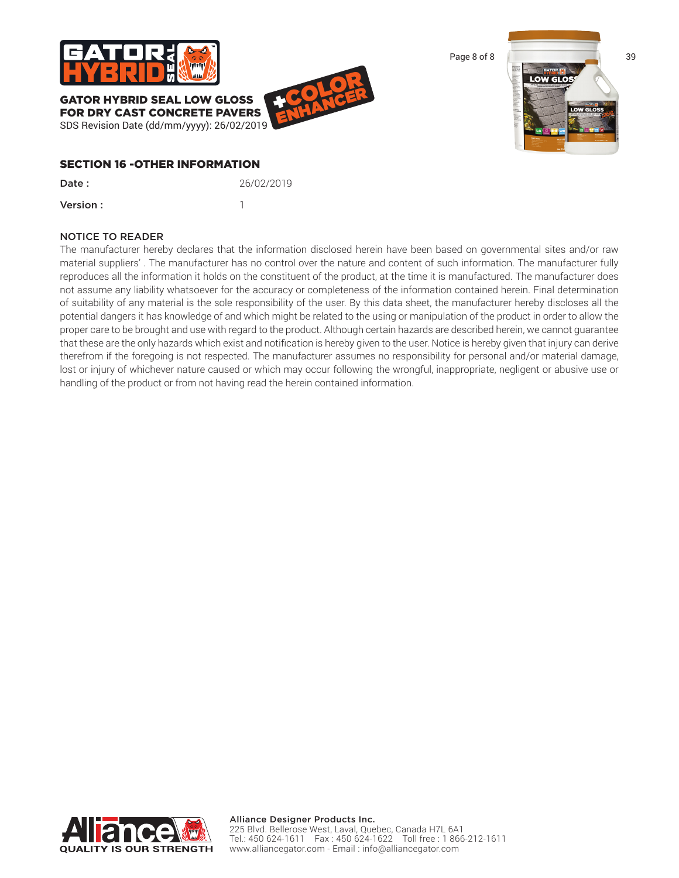## SECTION 16 -OTHER INFORMATION

**Date :** 26/02/2019

**Version :** 1

### NOTICE TO READER

The manufacturer hereby declares that the information disclosed herein have been based on governmental sites and/or raw material suppliers' . The manufacturer has no control over the nature and content of such information. The manufacturer fully reproduces all the information it holds on the constituent of the product, at the time it is manufactured. The manufacturer does not assume any liability whatsoever for the accuracy or completeness of the information contained herein. Final determination of suitability of any material is the sole responsibility of the user. By this data sheet, the manufacturer hereby discloses all the potential dangers it has knowledge of and which might be related to the using or manipulation of the product in order to allow the proper care to be brought and use with regard to the product. Although certain hazards are described herein, we cannot guarantee that these are the only hazards which exist and notification is hereby given to the user. Notice is hereby given that injury can derive therefrom if the foregoing is not respected. The manufacturer assumes no responsibility for personal and/or material damage, lost or injury of whichever nature caused or which may occur following the wrongful, inappropriate, negligent or abusive use or handling of the product or from not having read the herein contained information.